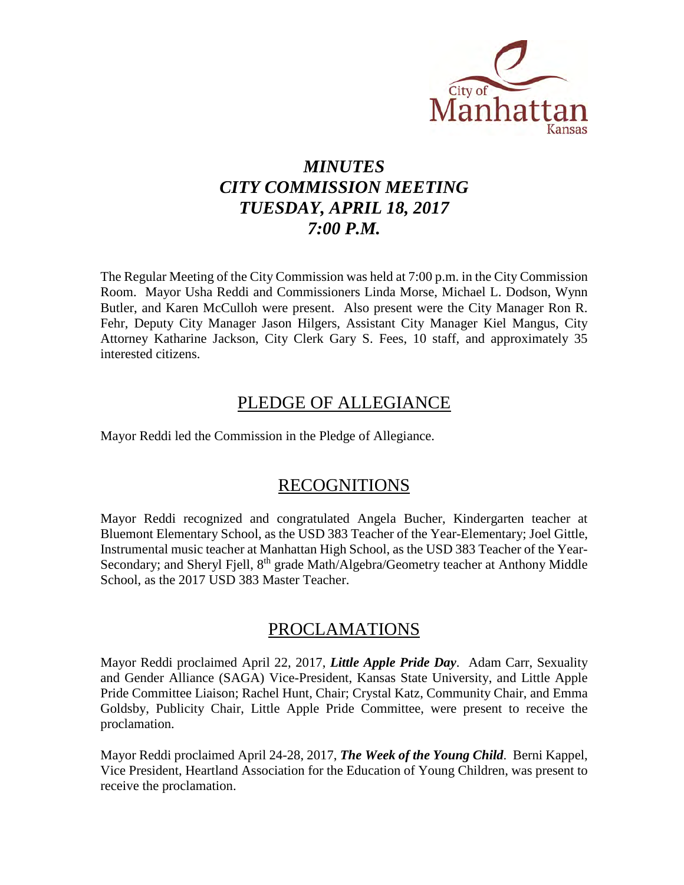# *MINUTES*
# *CITY COMMISSION MEETING*
# *TUESDAY, APRIL 18, 2017*
# *7:00 P.M.*

The Regular Meeting of the City Commission was held at 7:00 p.m. in the City Commission Room. Mayor Usha Reddi and Commissioners Linda Morse, Michael L. Dodson, Wynn Butler, and Karen McCulloh were present. Also present were the City Manager Ron R. Fehr, Deputy City Manager Jason Hilgers, Assistant City Manager Kiel Mangus, City Attorney Katharine Jackson, City Clerk Gary S. Fees, 10 staff, and approximately 35 interested citizens.

## PLEDGE OF ALLEGIANCE

Mayor Reddi led the Commission in the Pledge of Allegiance.

## RECOGNITIONS

Mayor Reddi recognized and congratulated Angela Bucher, Kindergarten teacher at Bluemont Elementary School, as the USD 383 Teacher of the Year-Elementary; Joel Gittle, Instrumental music teacher at Manhattan High School, as the USD 383 Teacher of the Year-Secondary; and Sheryl Fjell, 8th grade Math/Algebra/Geometry teacher at Anthony Middle School, as the 2017 USD 383 Master Teacher.

## PROCLAMATIONS

Mayor Reddi proclaimed April 22, 2017, ***Little Apple Pride Day***. Adam Carr, Sexuality and Gender Alliance (SAGA) Vice-President, Kansas State University, and Little Apple Pride Committee Liaison; Rachel Hunt, Chair; Crystal Katz, Community Chair, and Emma Goldsby, Publicity Chair, Little Apple Pride Committee, were present to receive the proclamation.

Mayor Reddi proclaimed April 24-28, 2017, ***The Week of the Young Child***. Berni Kappel, Vice President, Heartland Association for the Education of Young Children, was present to receive the proclamation.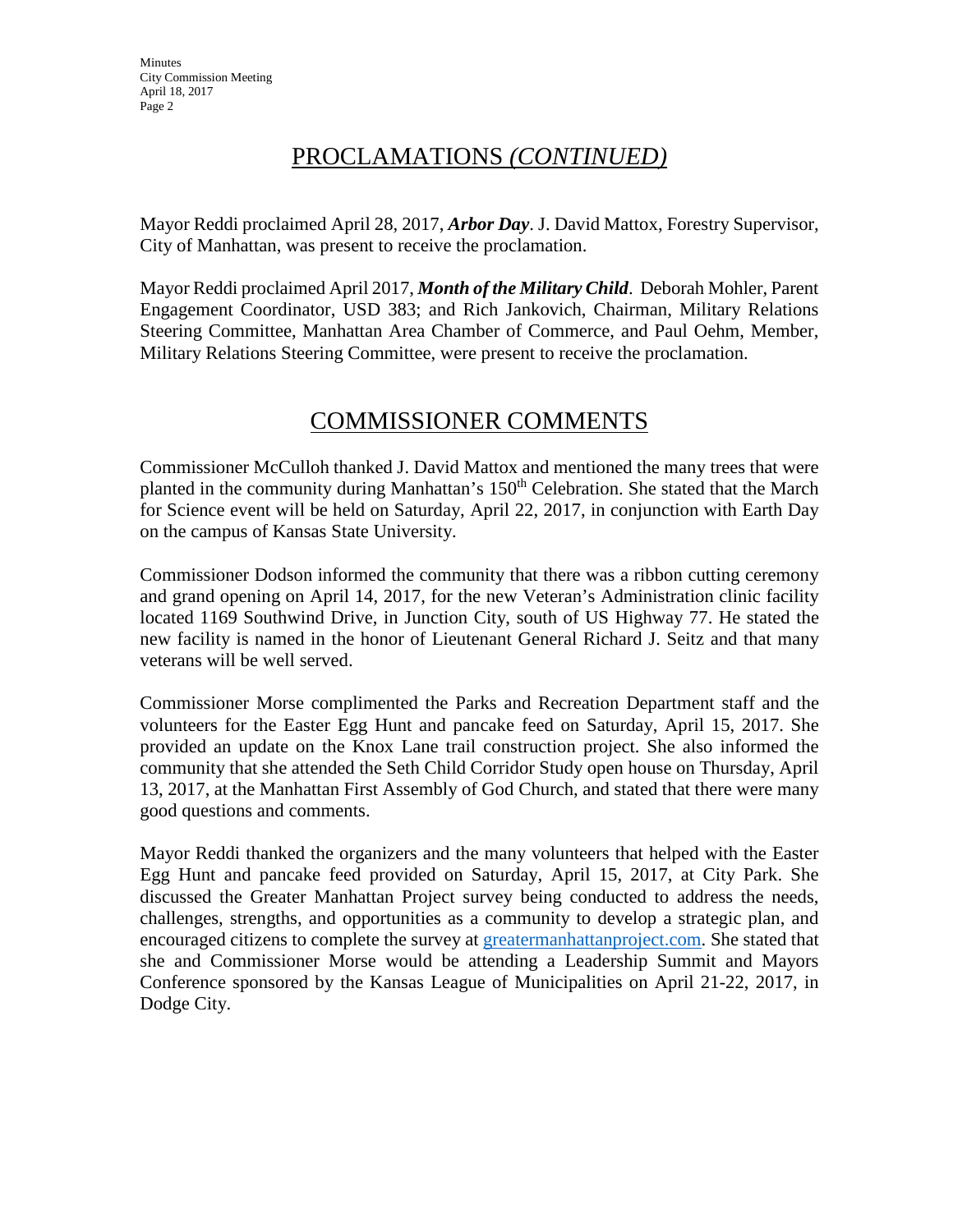## PROCLAMATIONS *(CONTINUED)*

Mayor Reddi proclaimed April 28, 2017, ***Arbor Day***. J. David Mattox, Forestry Supervisor, City of Manhattan, was present to receive the proclamation.

Mayor Reddi proclaimed April 2017, ***Month of the Military Child***. Deborah Mohler, Parent Engagement Coordinator, USD 383; and Rich Jankovich, Chairman, Military Relations Steering Committee, Manhattan Area Chamber of Commerce, and Paul Oehm, Member, Military Relations Steering Committee, were present to receive the proclamation.

## COMMISSIONER COMMENTS

Commissioner McCulloh thanked J. David Mattox and mentioned the many trees that were planted in the community during Manhattan's 150th Celebration. She stated that the March for Science event will be held on Saturday, April 22, 2017, in conjunction with Earth Day on the campus of Kansas State University.

Commissioner Dodson informed the community that there was a ribbon cutting ceremony and grand opening on April 14, 2017, for the new Veteran's Administration clinic facility located 1169 Southwind Drive, in Junction City, south of US Highway 77. He stated the new facility is named in the honor of Lieutenant General Richard J. Seitz and that many veterans will be well served.

Commissioner Morse complimented the Parks and Recreation Department staff and the volunteers for the Easter Egg Hunt and pancake feed on Saturday, April 15, 2017. She provided an update on the Knox Lane trail construction project. She also informed the community that she attended the Seth Child Corridor Study open house on Thursday, April 13, 2017, at the Manhattan First Assembly of God Church, and stated that there were many good questions and comments.

Mayor Reddi thanked the organizers and the many volunteers that helped with the Easter Egg Hunt and pancake feed provided on Saturday, April 15, 2017, at City Park. She discussed the Greater Manhattan Project survey being conducted to address the needs, challenges, strengths, and opportunities as a community to develop a strategic plan, and encouraged citizens to complete the survey at greatermanhattanproject.com. She stated that she and Commissioner Morse would be attending a Leadership Summit and Mayors Conference sponsored by the Kansas League of Municipalities on April 21-22, 2017, in Dodge City.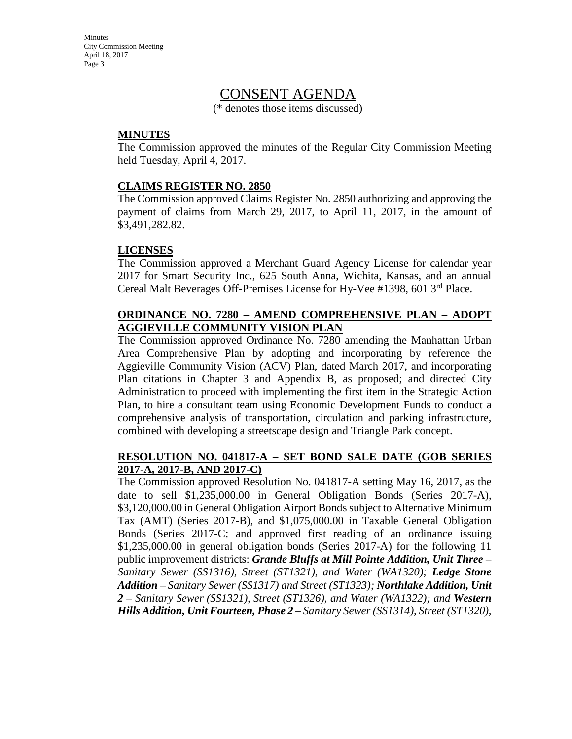# CONSENT AGENDA

(* denotes those items discussed)

## MINUTES

The Commission approved the minutes of the Regular City Commission Meeting held Tuesday, April 4, 2017.

## CLAIMS REGISTER NO. 2850

The Commission approved Claims Register No. 2850 authorizing and approving the payment of claims from March 29, 2017, to April 11, 2017, in the amount of $3,491,282.82.

## LICENSES

The Commission approved a Merchant Guard Agency License for calendar year 2017 for Smart Security Inc., 625 South Anna, Wichita, Kansas, and an annual Cereal Malt Beverages Off-Premises License for Hy-Vee #1398, 601 3rd Place.

## ORDINANCE NO. 7280 – AMEND COMPREHENSIVE PLAN – ADOPT AGGIEVILLE COMMUNITY VISION PLAN

The Commission approved Ordinance No. 7280 amending the Manhattan Urban Area Comprehensive Plan by adopting and incorporating by reference the Aggieville Community Vision (ACV) Plan, dated March 2017, and incorporating Plan citations in Chapter 3 and Appendix B, as proposed; and directed City Administration to proceed with implementing the first item in the Strategic Action Plan, to hire a consultant team using Economic Development Funds to conduct a comprehensive analysis of transportation, circulation and parking infrastructure, combined with developing a streetscape design and Triangle Park concept.

## RESOLUTION NO. 041817-A – SET BOND SALE DATE (GOB SERIES 2017-A, 2017-B, AND 2017-C)

The Commission approved Resolution No. 041817-A setting May 16, 2017, as the date to sell $1,235,000.00 in General Obligation Bonds (Series 2017-A), $3,120,000.00 in General Obligation Airport Bonds subject to Alternative Minimum Tax (AMT) (Series 2017-B), and $1,075,000.00 in Taxable General Obligation Bonds (Series 2017-C; and approved first reading of an ordinance issuing $1,235,000.00 in general obligation bonds (Series 2017-A) for the following 11 public improvement districts: ***Grande Bluffs at Mill Pointe Addition, Unit Three*** *– Sanitary Sewer (SS1316), Street (ST1321), and Water (WA1320);* ***Ledge Stone Addition*** *– Sanitary Sewer (SS1317) and Street (ST1323);* ***Northlake Addition, Unit 2*** *– Sanitary Sewer (SS1321), Street (ST1326), and Water (WA1322); and* ***Western Hills Addition, Unit Fourteen, Phase 2*** *– Sanitary Sewer (SS1314), Street (ST1320),*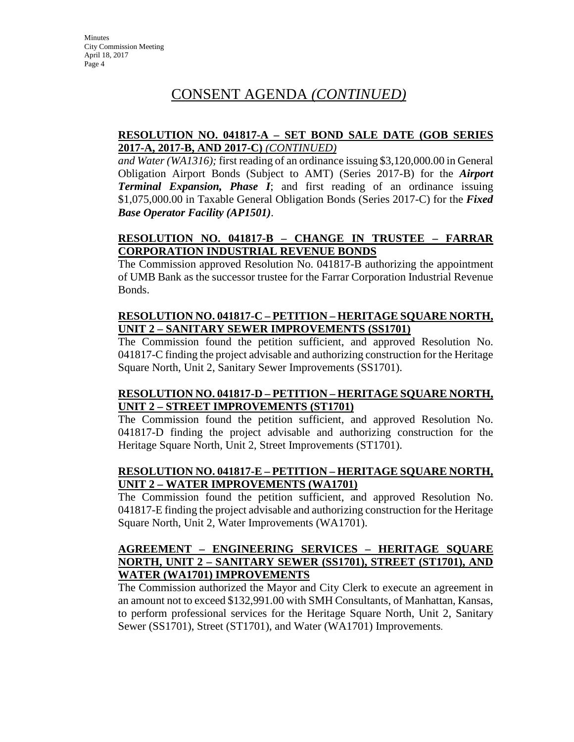# CONSENT AGENDA *(CONTINUED)*

**RESOLUTION NO. 041817-A – SET BOND SALE DATE (GOB SERIES 2017-A, 2017-B, AND 2017-C)** *(CONTINUED)*

*and Water (WA1316);* first reading of an ordinance issuing $3,120,000.00 in General Obligation Airport Bonds (Subject to AMT) (Series 2017-B) for the ***Airport Terminal Expansion, Phase I***; and first reading of an ordinance issuing $1,075,000.00 in Taxable General Obligation Bonds (Series 2017-C) for the ***Fixed Base Operator Facility (AP1501)***.

**RESOLUTION NO. 041817-B – CHANGE IN TRUSTEE – FARRAR CORPORATION INDUSTRIAL REVENUE BONDS**

The Commission approved Resolution No. 041817-B authorizing the appointment of UMB Bank as the successor trustee for the Farrar Corporation Industrial Revenue Bonds.

**RESOLUTION NO. 041817-C – PETITION – HERITAGE SQUARE NORTH, UNIT 2 – SANITARY SEWER IMPROVEMENTS (SS1701)**

The Commission found the petition sufficient, and approved Resolution No. 041817-C finding the project advisable and authorizing construction for the Heritage Square North, Unit 2, Sanitary Sewer Improvements (SS1701).

**RESOLUTION NO. 041817-D – PETITION – HERITAGE SQUARE NORTH, UNIT 2 – STREET IMPROVEMENTS (ST1701)**

The Commission found the petition sufficient, and approved Resolution No. 041817-D finding the project advisable and authorizing construction for the Heritage Square North, Unit 2, Street Improvements (ST1701).

**RESOLUTION NO. 041817-E – PETITION – HERITAGE SQUARE NORTH, UNIT 2 – WATER IMPROVEMENTS (WA1701)**

The Commission found the petition sufficient, and approved Resolution No. 041817-E finding the project advisable and authorizing construction for the Heritage Square North, Unit 2, Water Improvements (WA1701).

**AGREEMENT – ENGINEERING SERVICES – HERITAGE SQUARE NORTH, UNIT 2 – SANITARY SEWER (SS1701), STREET (ST1701), AND WATER (WA1701) IMPROVEMENTS**

The Commission authorized the Mayor and City Clerk to execute an agreement in an amount not to exceed $132,991.00 with SMH Consultants, of Manhattan, Kansas, to perform professional services for the Heritage Square North, Unit 2, Sanitary Sewer (SS1701), Street (ST1701), and Water (WA1701) Improvements.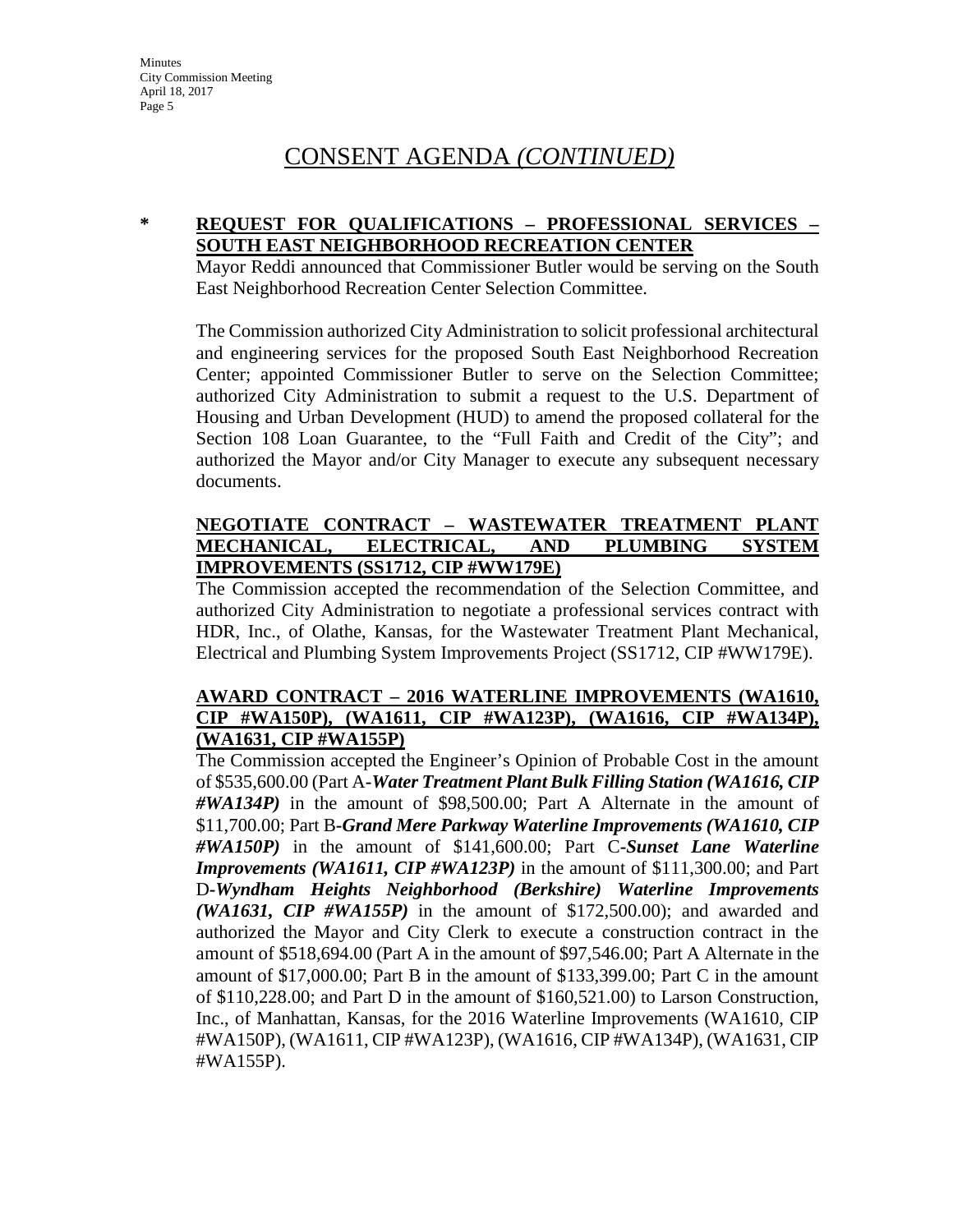# CONSENT AGENDA *(CONTINUED)*

\* **REQUEST FOR QUALIFICATIONS – PROFESSIONAL SERVICES – SOUTH EAST NEIGHBORHOOD RECREATION CENTER**

Mayor Reddi announced that Commissioner Butler would be serving on the South East Neighborhood Recreation Center Selection Committee.

The Commission authorized City Administration to solicit professional architectural and engineering services for the proposed South East Neighborhood Recreation Center; appointed Commissioner Butler to serve on the Selection Committee; authorized City Administration to submit a request to the U.S. Department of Housing and Urban Development (HUD) to amend the proposed collateral for the Section 108 Loan Guarantee, to the "Full Faith and Credit of the City"; and authorized the Mayor and/or City Manager to execute any subsequent necessary documents.

**NEGOTIATE CONTRACT – WASTEWATER TREATMENT PLANT MECHANICAL, ELECTRICAL, AND PLUMBING SYSTEM IMPROVEMENTS (SS1712, CIP #WW179E)**

The Commission accepted the recommendation of the Selection Committee, and authorized City Administration to negotiate a professional services contract with HDR, Inc., of Olathe, Kansas, for the Wastewater Treatment Plant Mechanical, Electrical and Plumbing System Improvements Project (SS1712, CIP #WW179E).

**AWARD CONTRACT – 2016 WATERLINE IMPROVEMENTS (WA1610, CIP #WA150P), (WA1611, CIP #WA123P), (WA1616, CIP #WA134P), (WA1631, CIP #WA155P)**

The Commission accepted the Engineer's Opinion of Probable Cost in the amount of $535,600.00 (Part A-***Water Treatment Plant Bulk Filling Station (WA1616, CIP #WA134P)*** in the amount of $98,500.00; Part A Alternate in the amount of $11,700.00; Part B-***Grand Mere Parkway Waterline Improvements (WA1610, CIP #WA150P)*** in the amount of $141,600.00; Part C-***Sunset Lane Waterline Improvements (WA1611, CIP #WA123P)*** in the amount of $111,300.00; and Part D-***Wyndham Heights Neighborhood (Berkshire) Waterline Improvements (WA1631, CIP #WA155P)*** in the amount of $172,500.00); and awarded and authorized the Mayor and City Clerk to execute a construction contract in the amount of $518,694.00 (Part A in the amount of $97,546.00; Part A Alternate in the amount of $17,000.00; Part B in the amount of $133,399.00; Part C in the amount of $110,228.00; and Part D in the amount of $160,521.00) to Larson Construction, Inc., of Manhattan, Kansas, for the 2016 Waterline Improvements (WA1610, CIP #WA150P), (WA1611, CIP #WA123P), (WA1616, CIP #WA134P), (WA1631, CIP #WA155P).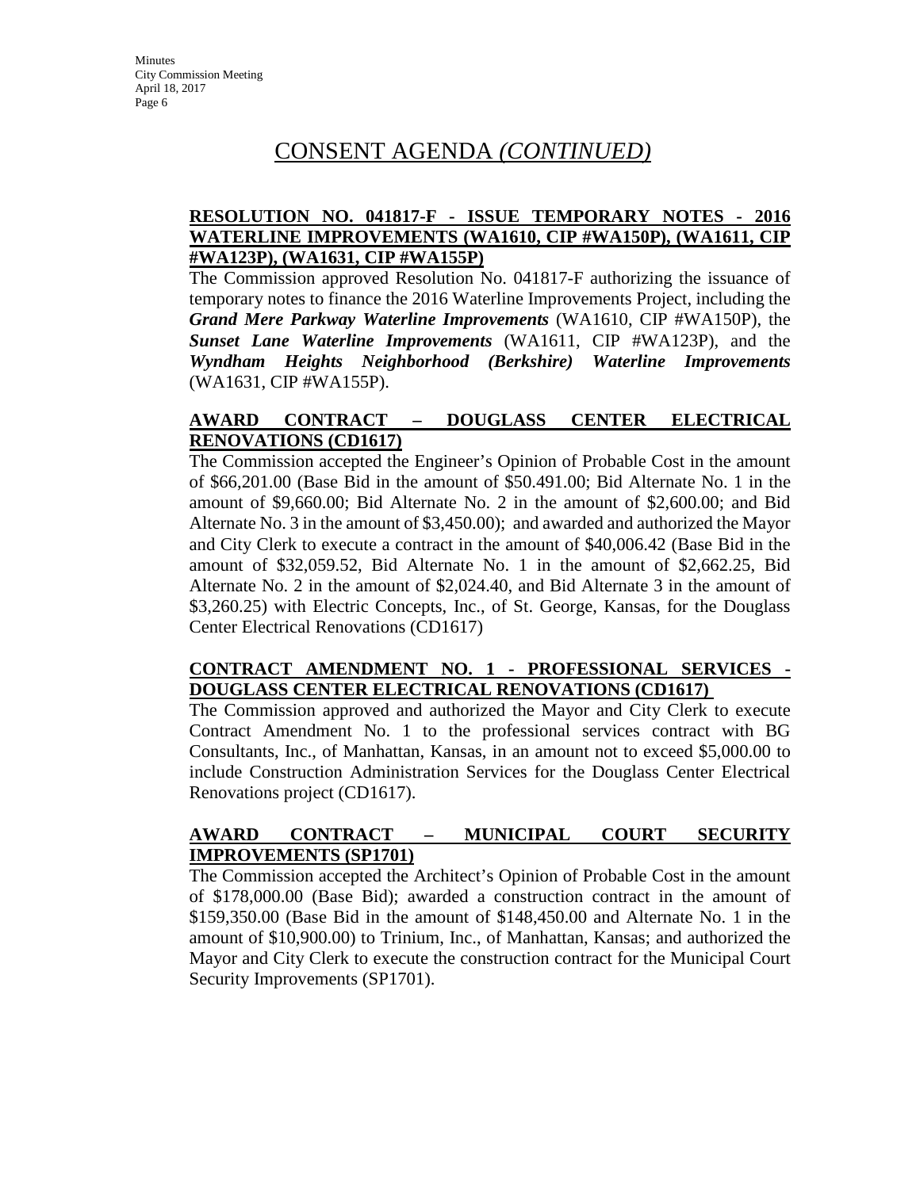# CONSENT AGENDA *(CONTINUED)*

**RESOLUTION NO. 041817-F - ISSUE TEMPORARY NOTES - 2016 WATERLINE IMPROVEMENTS (WA1610, CIP #WA150P), (WA1611, CIP #WA123P), (WA1631, CIP #WA155P)**

The Commission approved Resolution No. 041817-F authorizing the issuance of temporary notes to finance the 2016 Waterline Improvements Project, including the ***Grand Mere Parkway Waterline Improvements*** (WA1610, CIP #WA150P), the ***Sunset Lane Waterline Improvements*** (WA1611, CIP #WA123P), and the ***Wyndham Heights Neighborhood (Berkshire) Waterline Improvements*** (WA1631, CIP #WA155P).

**AWARD CONTRACT – DOUGLASS CENTER ELECTRICAL RENOVATIONS (CD1617)**

The Commission accepted the Engineer's Opinion of Probable Cost in the amount of $66,201.00 (Base Bid in the amount of $50.491.00; Bid Alternate No. 1 in the amount of $9,660.00; Bid Alternate No. 2 in the amount of $2,600.00; and Bid Alternate No. 3 in the amount of $3,450.00); and awarded and authorized the Mayor and City Clerk to execute a contract in the amount of $40,006.42 (Base Bid in the amount of $32,059.52, Bid Alternate No. 1 in the amount of $2,662.25, Bid Alternate No. 2 in the amount of $2,024.40, and Bid Alternate 3 in the amount of $3,260.25) with Electric Concepts, Inc., of St. George, Kansas, for the Douglass Center Electrical Renovations (CD1617)

**CONTRACT AMENDMENT NO. 1 - PROFESSIONAL SERVICES - DOUGLASS CENTER ELECTRICAL RENOVATIONS (CD1617)**

The Commission approved and authorized the Mayor and City Clerk to execute Contract Amendment No. 1 to the professional services contract with BG Consultants, Inc., of Manhattan, Kansas, in an amount not to exceed $5,000.00 to include Construction Administration Services for the Douglass Center Electrical Renovations project (CD1617).

**AWARD CONTRACT – MUNICIPAL COURT SECURITY IMPROVEMENTS (SP1701)**

The Commission accepted the Architect's Opinion of Probable Cost in the amount of $178,000.00 (Base Bid); awarded a construction contract in the amount of $159,350.00 (Base Bid in the amount of $148,450.00 and Alternate No. 1 in the amount of $10,900.00) to Trinium, Inc., of Manhattan, Kansas; and authorized the Mayor and City Clerk to execute the construction contract for the Municipal Court Security Improvements (SP1701).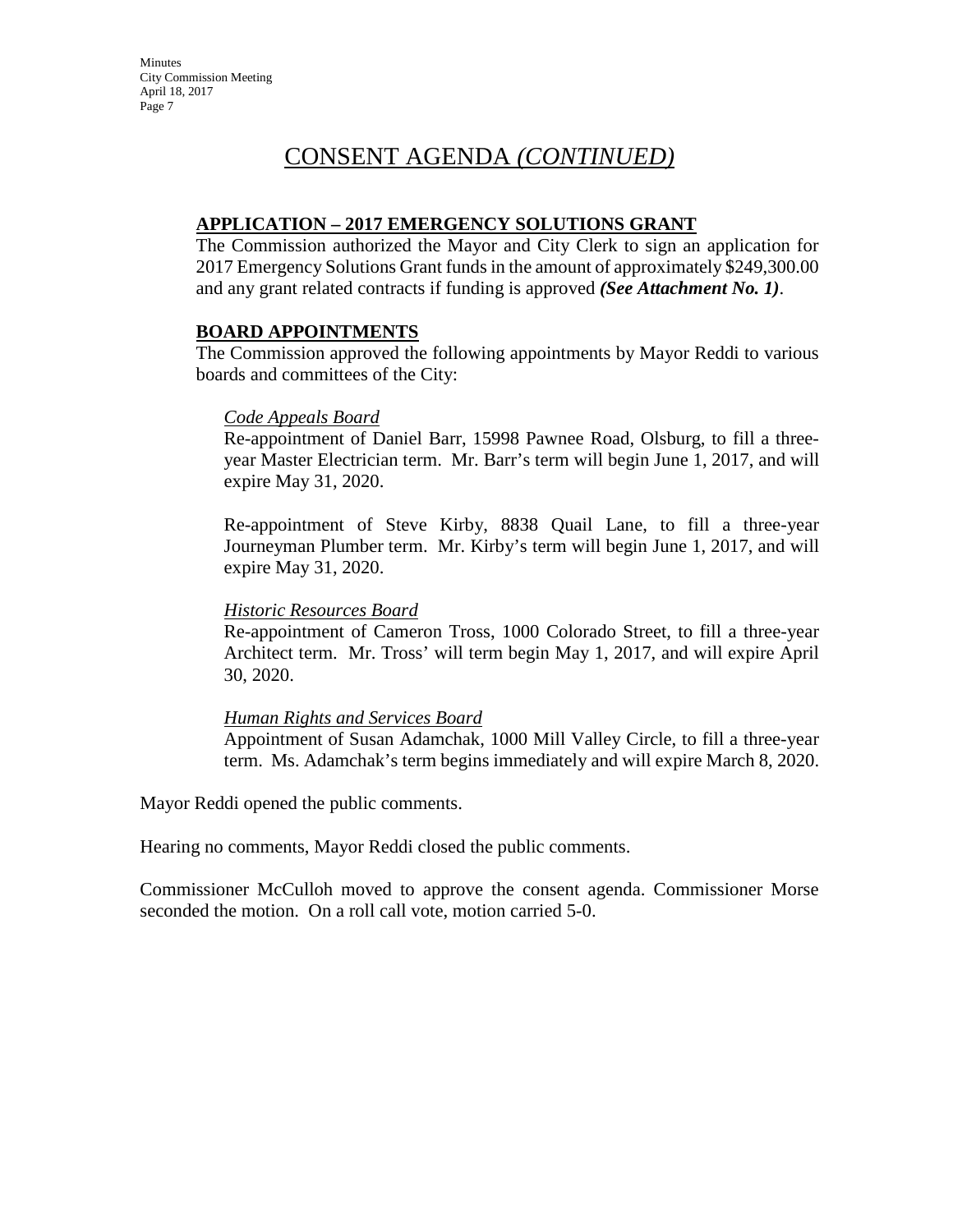# CONSENT AGENDA *(CONTINUED)*

**APPLICATION – 2017 EMERGENCY SOLUTIONS GRANT**

The Commission authorized the Mayor and City Clerk to sign an application for 2017 Emergency Solutions Grant funds in the amount of approximately $249,300.00 and any grant related contracts if funding is approved ***(See Attachment No. 1)***.

**BOARD APPOINTMENTS**

The Commission approved the following appointments by Mayor Reddi to various boards and committees of the City:

*Code Appeals Board*

Re-appointment of Daniel Barr, 15998 Pawnee Road, Olsburg, to fill a three-year Master Electrician term. Mr. Barr's term will begin June 1, 2017, and will expire May 31, 2020.

Re-appointment of Steve Kirby, 8838 Quail Lane, to fill a three-year Journeyman Plumber term. Mr. Kirby's term will begin June 1, 2017, and will expire May 31, 2020.

*Historic Resources Board*

Re-appointment of Cameron Tross, 1000 Colorado Street, to fill a three-year Architect term. Mr. Tross' will term begin May 1, 2017, and will expire April 30, 2020.

*Human Rights and Services Board*

Appointment of Susan Adamchak, 1000 Mill Valley Circle, to fill a three-year term. Ms. Adamchak's term begins immediately and will expire March 8, 2020.

Mayor Reddi opened the public comments.

Hearing no comments, Mayor Reddi closed the public comments.

Commissioner McCulloh moved to approve the consent agenda. Commissioner Morse seconded the motion. On a roll call vote, motion carried 5-0.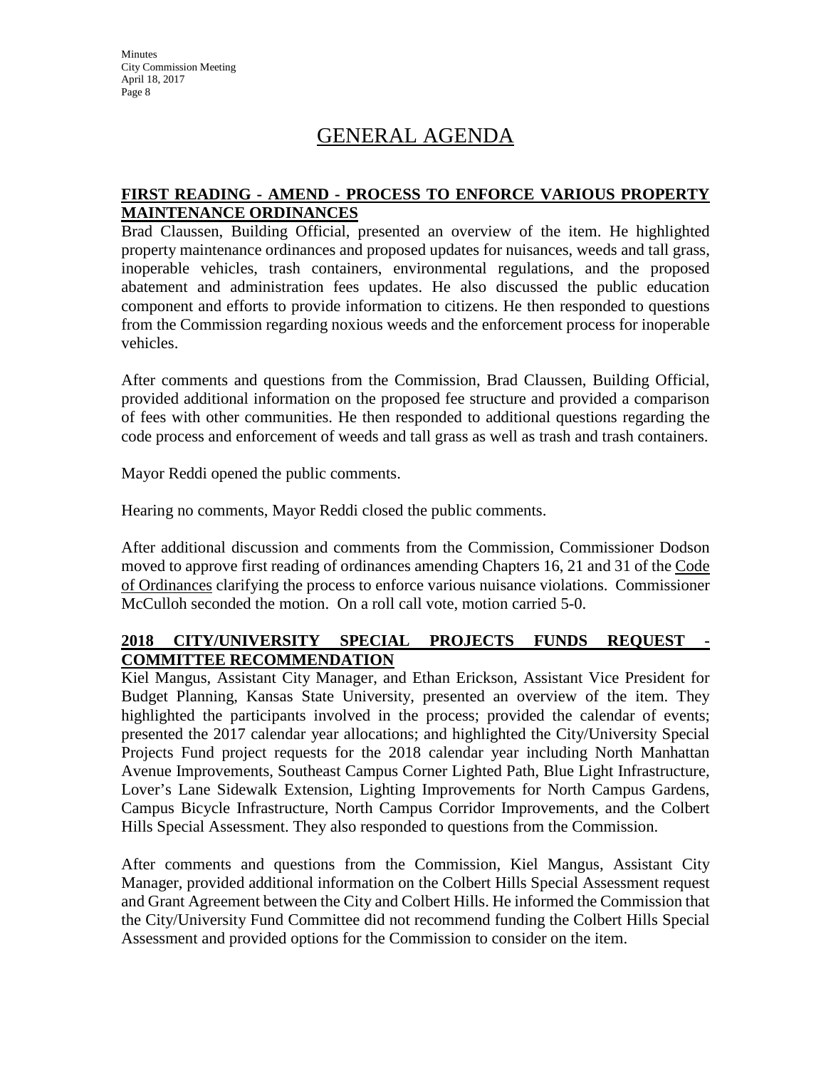# GENERAL AGENDA

## FIRST READING - AMEND - PROCESS TO ENFORCE VARIOUS PROPERTY MAINTENANCE ORDINANCES

Brad Claussen, Building Official, presented an overview of the item. He highlighted property maintenance ordinances and proposed updates for nuisances, weeds and tall grass, inoperable vehicles, trash containers, environmental regulations, and the proposed abatement and administration fees updates. He also discussed the public education component and efforts to provide information to citizens. He then responded to questions from the Commission regarding noxious weeds and the enforcement process for inoperable vehicles.

After comments and questions from the Commission, Brad Claussen, Building Official, provided additional information on the proposed fee structure and provided a comparison of fees with other communities. He then responded to additional questions regarding the code process and enforcement of weeds and tall grass as well as trash and trash containers.

Mayor Reddi opened the public comments.

Hearing no comments, Mayor Reddi closed the public comments.

After additional discussion and comments from the Commission, Commissioner Dodson moved to approve first reading of ordinances amending Chapters 16, 21 and 31 of the Code of Ordinances clarifying the process to enforce various nuisance violations. Commissioner McCulloh seconded the motion. On a roll call vote, motion carried 5-0.

## 2018 CITY/UNIVERSITY SPECIAL PROJECTS FUNDS REQUEST - COMMITTEE RECOMMENDATION

Kiel Mangus, Assistant City Manager, and Ethan Erickson, Assistant Vice President for Budget Planning, Kansas State University, presented an overview of the item. They highlighted the participants involved in the process; provided the calendar of events; presented the 2017 calendar year allocations; and highlighted the City/University Special Projects Fund project requests for the 2018 calendar year including North Manhattan Avenue Improvements, Southeast Campus Corner Lighted Path, Blue Light Infrastructure, Lover's Lane Sidewalk Extension, Lighting Improvements for North Campus Gardens, Campus Bicycle Infrastructure, North Campus Corridor Improvements, and the Colbert Hills Special Assessment. They also responded to questions from the Commission.

After comments and questions from the Commission, Kiel Mangus, Assistant City Manager, provided additional information on the Colbert Hills Special Assessment request and Grant Agreement between the City and Colbert Hills. He informed the Commission that the City/University Fund Committee did not recommend funding the Colbert Hills Special Assessment and provided options for the Commission to consider on the item.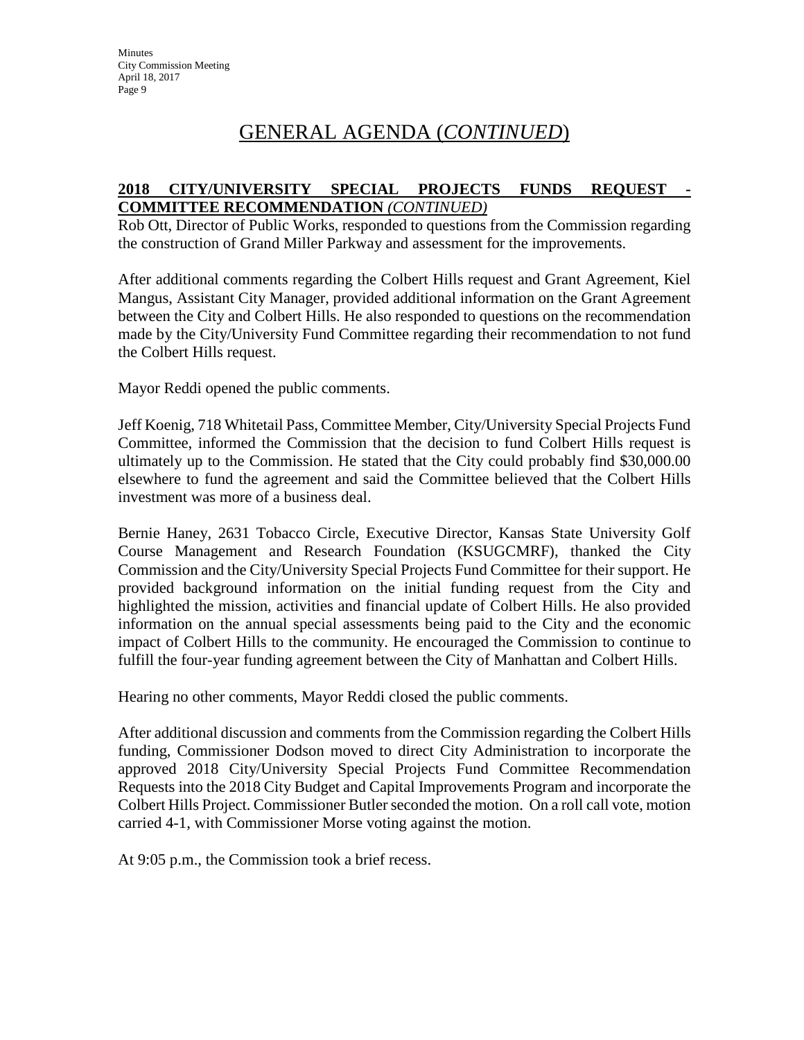# GENERAL AGENDA (*CONTINUED*)

**2018 CITY/UNIVERSITY SPECIAL PROJECTS FUNDS REQUEST - COMMITTEE RECOMMENDATION** *(CONTINUED)*

Rob Ott, Director of Public Works, responded to questions from the Commission regarding the construction of Grand Miller Parkway and assessment for the improvements.

After additional comments regarding the Colbert Hills request and Grant Agreement, Kiel Mangus, Assistant City Manager, provided additional information on the Grant Agreement between the City and Colbert Hills. He also responded to questions on the recommendation made by the City/University Fund Committee regarding their recommendation to not fund the Colbert Hills request.

Mayor Reddi opened the public comments.

Jeff Koenig, 718 Whitetail Pass, Committee Member, City/University Special Projects Fund Committee, informed the Commission that the decision to fund Colbert Hills request is ultimately up to the Commission. He stated that the City could probably find $30,000.00 elsewhere to fund the agreement and said the Committee believed that the Colbert Hills investment was more of a business deal.

Bernie Haney, 2631 Tobacco Circle, Executive Director, Kansas State University Golf Course Management and Research Foundation (KSUGCMRF), thanked the City Commission and the City/University Special Projects Fund Committee for their support. He provided background information on the initial funding request from the City and highlighted the mission, activities and financial update of Colbert Hills. He also provided information on the annual special assessments being paid to the City and the economic impact of Colbert Hills to the community. He encouraged the Commission to continue to fulfill the four-year funding agreement between the City of Manhattan and Colbert Hills.

Hearing no other comments, Mayor Reddi closed the public comments.

After additional discussion and comments from the Commission regarding the Colbert Hills funding, Commissioner Dodson moved to direct City Administration to incorporate the approved 2018 City/University Special Projects Fund Committee Recommendation Requests into the 2018 City Budget and Capital Improvements Program and incorporate the Colbert Hills Project. Commissioner Butler seconded the motion. On a roll call vote, motion carried 4-1, with Commissioner Morse voting against the motion.

At 9:05 p.m., the Commission took a brief recess.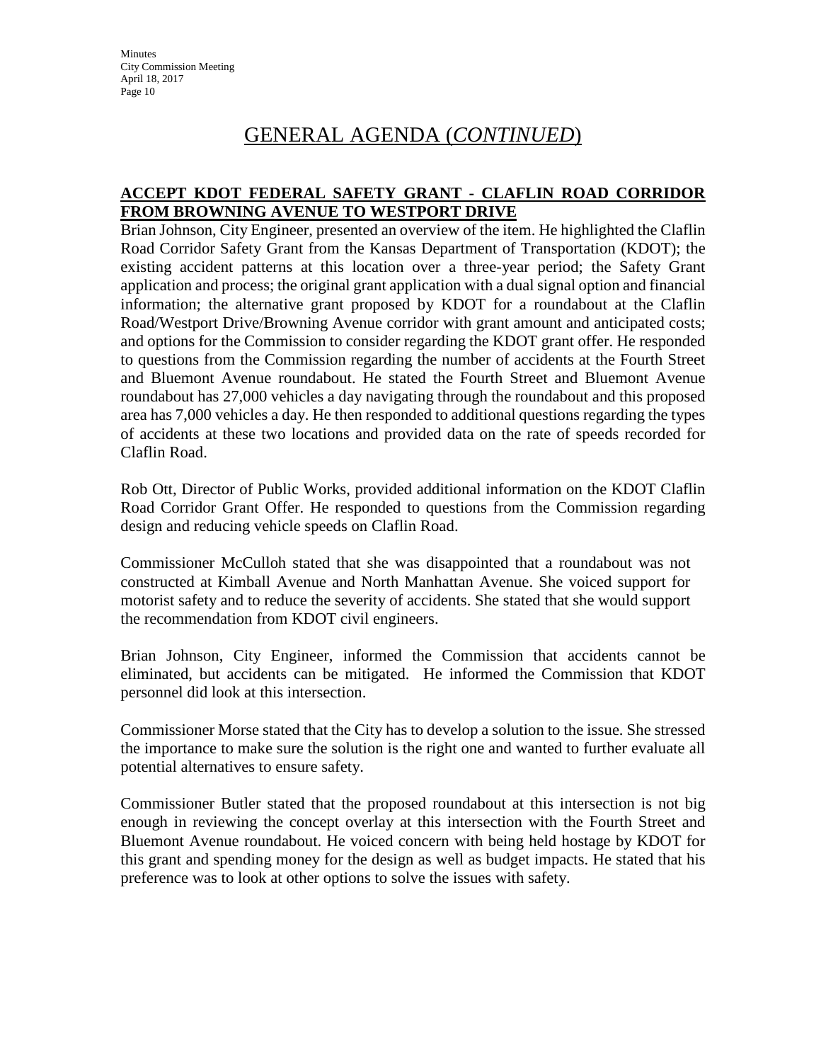## GENERAL AGENDA (*CONTINUED*)

**ACCEPT KDOT FEDERAL SAFETY GRANT - CLAFLIN ROAD CORRIDOR FROM BROWNING AVENUE TO WESTPORT DRIVE**

Brian Johnson, City Engineer, presented an overview of the item. He highlighted the Claflin Road Corridor Safety Grant from the Kansas Department of Transportation (KDOT); the existing accident patterns at this location over a three-year period; the Safety Grant application and process; the original grant application with a dual signal option and financial information; the alternative grant proposed by KDOT for a roundabout at the Claflin Road/Westport Drive/Browning Avenue corridor with grant amount and anticipated costs; and options for the Commission to consider regarding the KDOT grant offer. He responded to questions from the Commission regarding the number of accidents at the Fourth Street and Bluemont Avenue roundabout. He stated the Fourth Street and Bluemont Avenue roundabout has 27,000 vehicles a day navigating through the roundabout and this proposed area has 7,000 vehicles a day. He then responded to additional questions regarding the types of accidents at these two locations and provided data on the rate of speeds recorded for Claflin Road.

Rob Ott, Director of Public Works, provided additional information on the KDOT Claflin Road Corridor Grant Offer. He responded to questions from the Commission regarding design and reducing vehicle speeds on Claflin Road.

Commissioner McCulloh stated that she was disappointed that a roundabout was not constructed at Kimball Avenue and North Manhattan Avenue. She voiced support for motorist safety and to reduce the severity of accidents. She stated that she would support the recommendation from KDOT civil engineers.

Brian Johnson, City Engineer, informed the Commission that accidents cannot be eliminated, but accidents can be mitigated. He informed the Commission that KDOT personnel did look at this intersection.

Commissioner Morse stated that the City has to develop a solution to the issue. She stressed the importance to make sure the solution is the right one and wanted to further evaluate all potential alternatives to ensure safety.

Commissioner Butler stated that the proposed roundabout at this intersection is not big enough in reviewing the concept overlay at this intersection with the Fourth Street and Bluemont Avenue roundabout. He voiced concern with being held hostage by KDOT for this grant and spending money for the design as well as budget impacts. He stated that his preference was to look at other options to solve the issues with safety.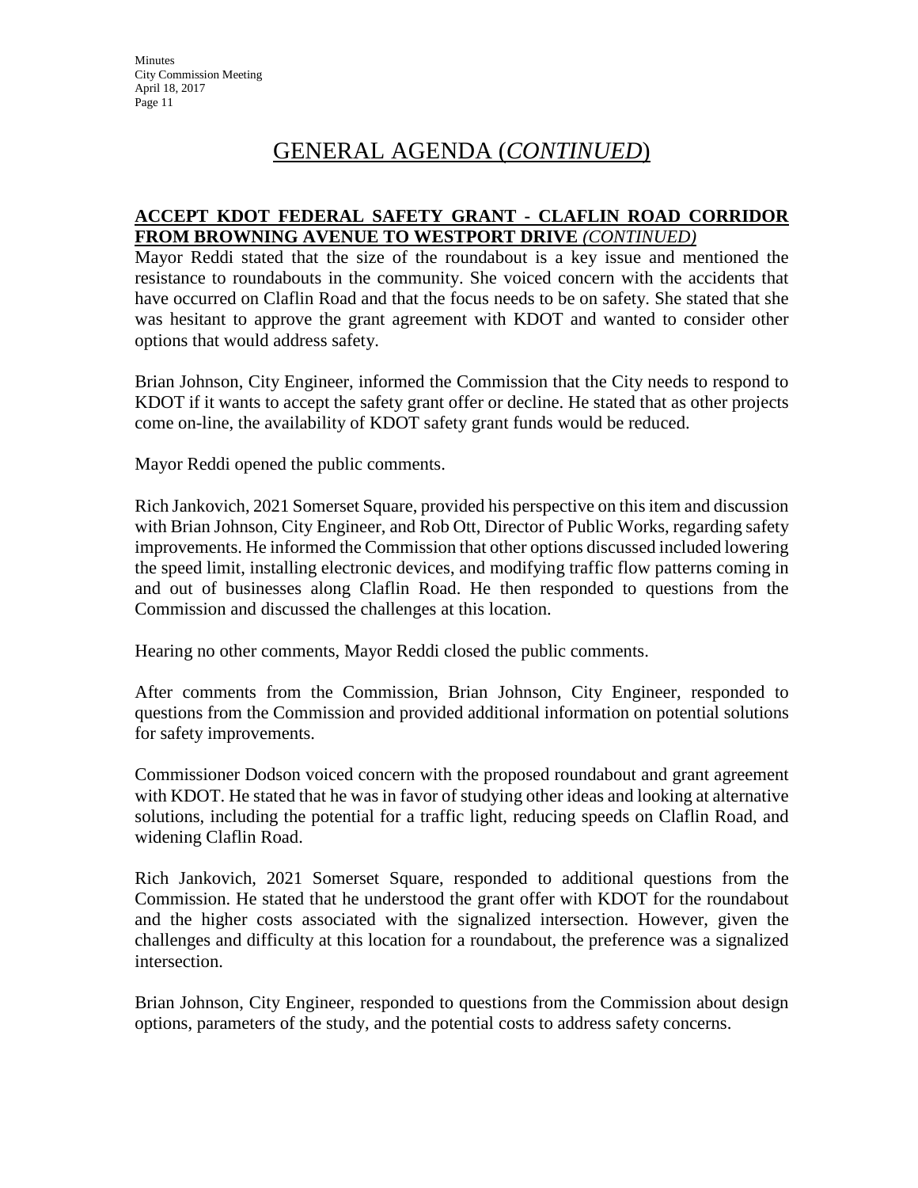# GENERAL AGENDA (*CONTINUED*)

**ACCEPT KDOT FEDERAL SAFETY GRANT - CLAFLIN ROAD CORRIDOR FROM BROWNING AVENUE TO WESTPORT DRIVE** ***(CONTINUED)***

Mayor Reddi stated that the size of the roundabout is a key issue and mentioned the resistance to roundabouts in the community. She voiced concern with the accidents that have occurred on Claflin Road and that the focus needs to be on safety. She stated that she was hesitant to approve the grant agreement with KDOT and wanted to consider other options that would address safety.

Brian Johnson, City Engineer, informed the Commission that the City needs to respond to KDOT if it wants to accept the safety grant offer or decline. He stated that as other projects come on-line, the availability of KDOT safety grant funds would be reduced.

Mayor Reddi opened the public comments.

Rich Jankovich, 2021 Somerset Square, provided his perspective on this item and discussion with Brian Johnson, City Engineer, and Rob Ott, Director of Public Works, regarding safety improvements. He informed the Commission that other options discussed included lowering the speed limit, installing electronic devices, and modifying traffic flow patterns coming in and out of businesses along Claflin Road. He then responded to questions from the Commission and discussed the challenges at this location.

Hearing no other comments, Mayor Reddi closed the public comments.

After comments from the Commission, Brian Johnson, City Engineer, responded to questions from the Commission and provided additional information on potential solutions for safety improvements.

Commissioner Dodson voiced concern with the proposed roundabout and grant agreement with KDOT. He stated that he was in favor of studying other ideas and looking at alternative solutions, including the potential for a traffic light, reducing speeds on Claflin Road, and widening Claflin Road.

Rich Jankovich, 2021 Somerset Square, responded to additional questions from the Commission. He stated that he understood the grant offer with KDOT for the roundabout and the higher costs associated with the signalized intersection. However, given the challenges and difficulty at this location for a roundabout, the preference was a signalized intersection.

Brian Johnson, City Engineer, responded to questions from the Commission about design options, parameters of the study, and the potential costs to address safety concerns.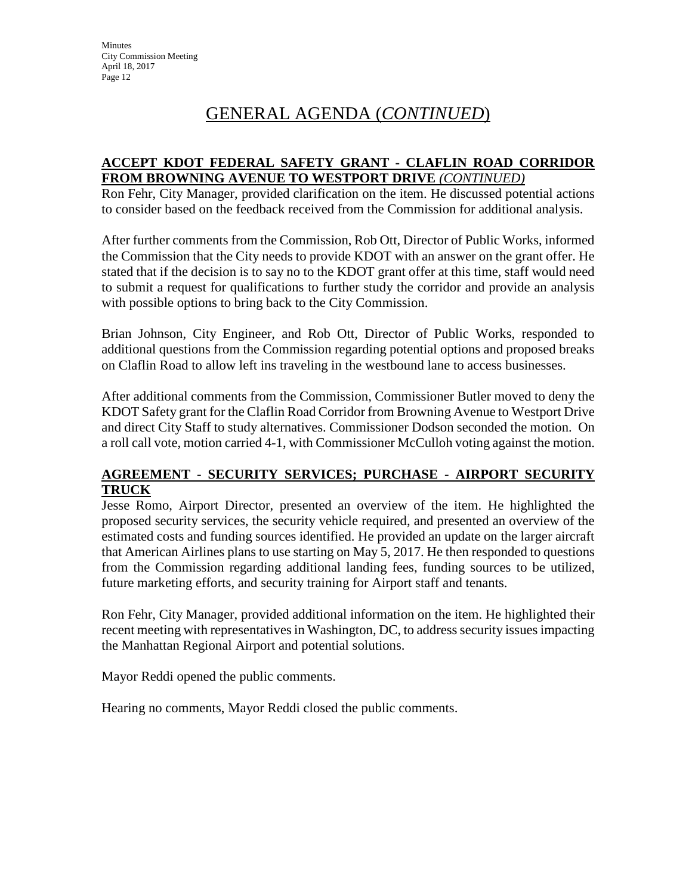# GENERAL AGENDA (*CONTINUED*)

**ACCEPT KDOT FEDERAL SAFETY GRANT - CLAFLIN ROAD CORRIDOR FROM BROWNING AVENUE TO WESTPORT DRIVE** ***(CONTINUED)***

Ron Fehr, City Manager, provided clarification on the item. He discussed potential actions to consider based on the feedback received from the Commission for additional analysis.

After further comments from the Commission, Rob Ott, Director of Public Works, informed the Commission that the City needs to provide KDOT with an answer on the grant offer. He stated that if the decision is to say no to the KDOT grant offer at this time, staff would need to submit a request for qualifications to further study the corridor and provide an analysis with possible options to bring back to the City Commission.

Brian Johnson, City Engineer, and Rob Ott, Director of Public Works, responded to additional questions from the Commission regarding potential options and proposed breaks on Claflin Road to allow left ins traveling in the westbound lane to access businesses.

After additional comments from the Commission, Commissioner Butler moved to deny the KDOT Safety grant for the Claflin Road Corridor from Browning Avenue to Westport Drive and direct City Staff to study alternatives. Commissioner Dodson seconded the motion. On a roll call vote, motion carried 4-1, with Commissioner McCulloh voting against the motion.

**AGREEMENT - SECURITY SERVICES; PURCHASE - AIRPORT SECURITY TRUCK**

Jesse Romo, Airport Director, presented an overview of the item. He highlighted the proposed security services, the security vehicle required, and presented an overview of the estimated costs and funding sources identified. He provided an update on the larger aircraft that American Airlines plans to use starting on May 5, 2017. He then responded to questions from the Commission regarding additional landing fees, funding sources to be utilized, future marketing efforts, and security training for Airport staff and tenants.

Ron Fehr, City Manager, provided additional information on the item. He highlighted their recent meeting with representatives in Washington, DC, to address security issues impacting the Manhattan Regional Airport and potential solutions.

Mayor Reddi opened the public comments.

Hearing no comments, Mayor Reddi closed the public comments.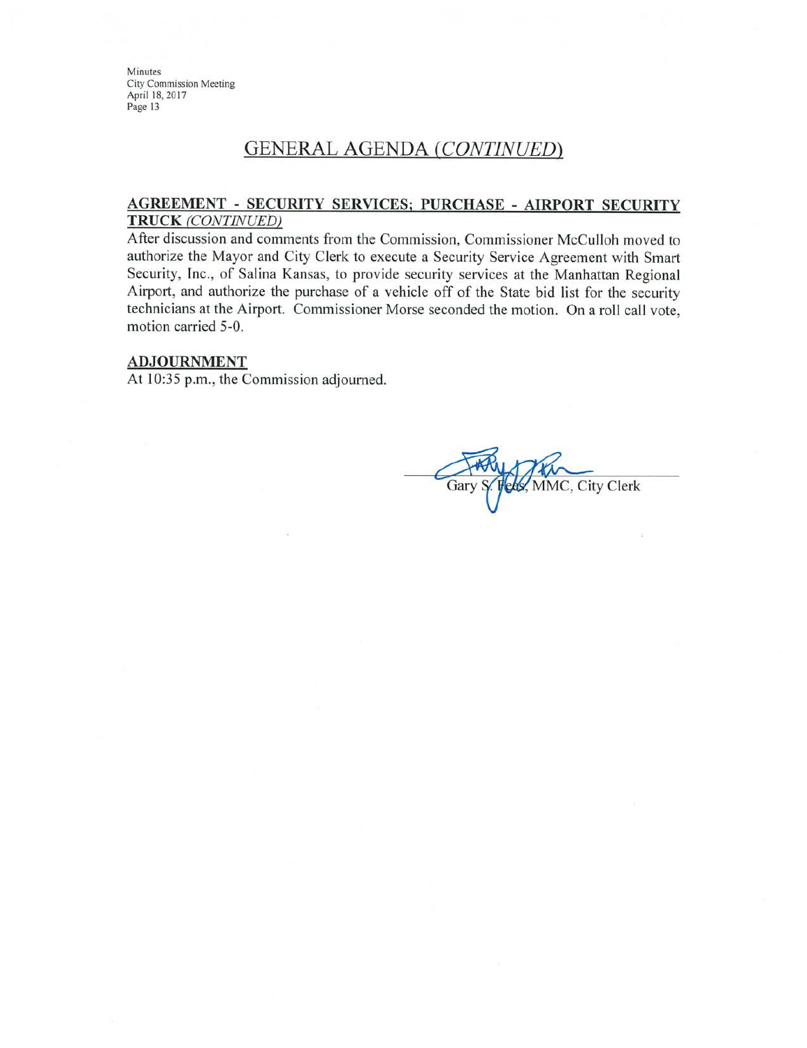## GENERAL AGENDA *(CONTINUED)*

### AGREEMENT - SECURITY SERVICES; PURCHASE - AIRPORT SECURITY TRUCK *(CONTINUED)*

After discussion and comments from the Commission, Commissioner McCulloh moved to authorize the Mayor and City Clerk to execute a Security Service Agreement with Smart Security, Inc., of Salina Kansas, to provide security services at the Manhattan Regional Airport, and authorize the purchase of a vehicle off of the State bid list for the security technicians at the Airport. Commissioner Morse seconded the motion. On a roll call vote, motion carried 5-0.

### ADJOURNMENT

At 10:35 p.m., the Commission adjourned.

Gary S. Fees, MMC, City Clerk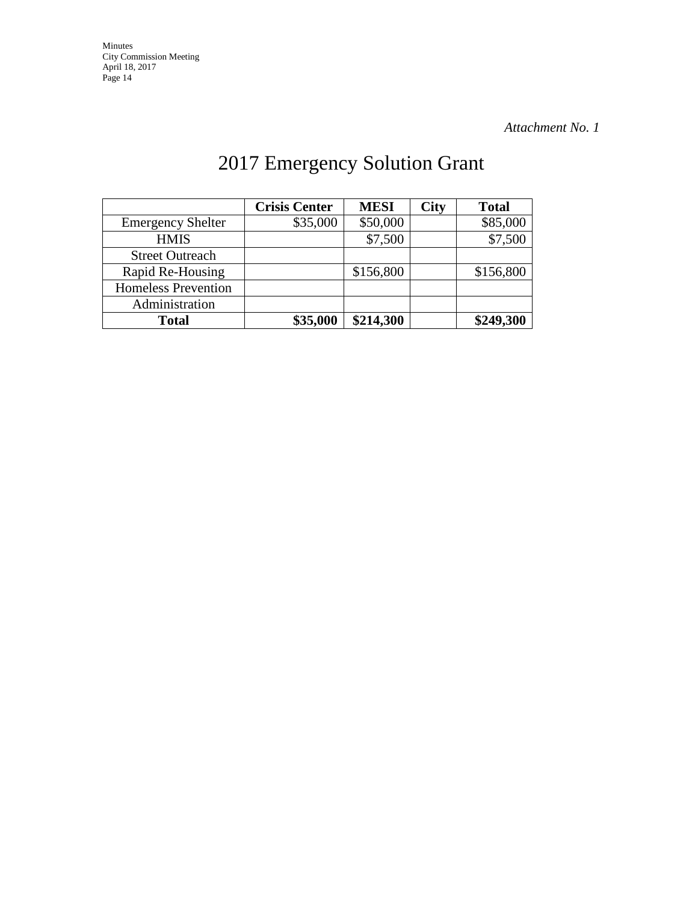*Attachment No. 1*

# 2017 Emergency Solution Grant

| | **Crisis Center** | **MESI** | **City** | **Total** |
|---|---|---|---|---|
| Emergency Shelter | $35,000 | $50,000 | | $85,000 |
| HMIS | | $7,500 | | $7,500 |
| Street Outreach | | | | |
| Rapid Re-Housing | | $156,800 | | $156,800 |
| Homeless Prevention | | | | |
| Administration | | | | |
| **Total** | **$35,000** | **$214,300** | | **$249,300** |